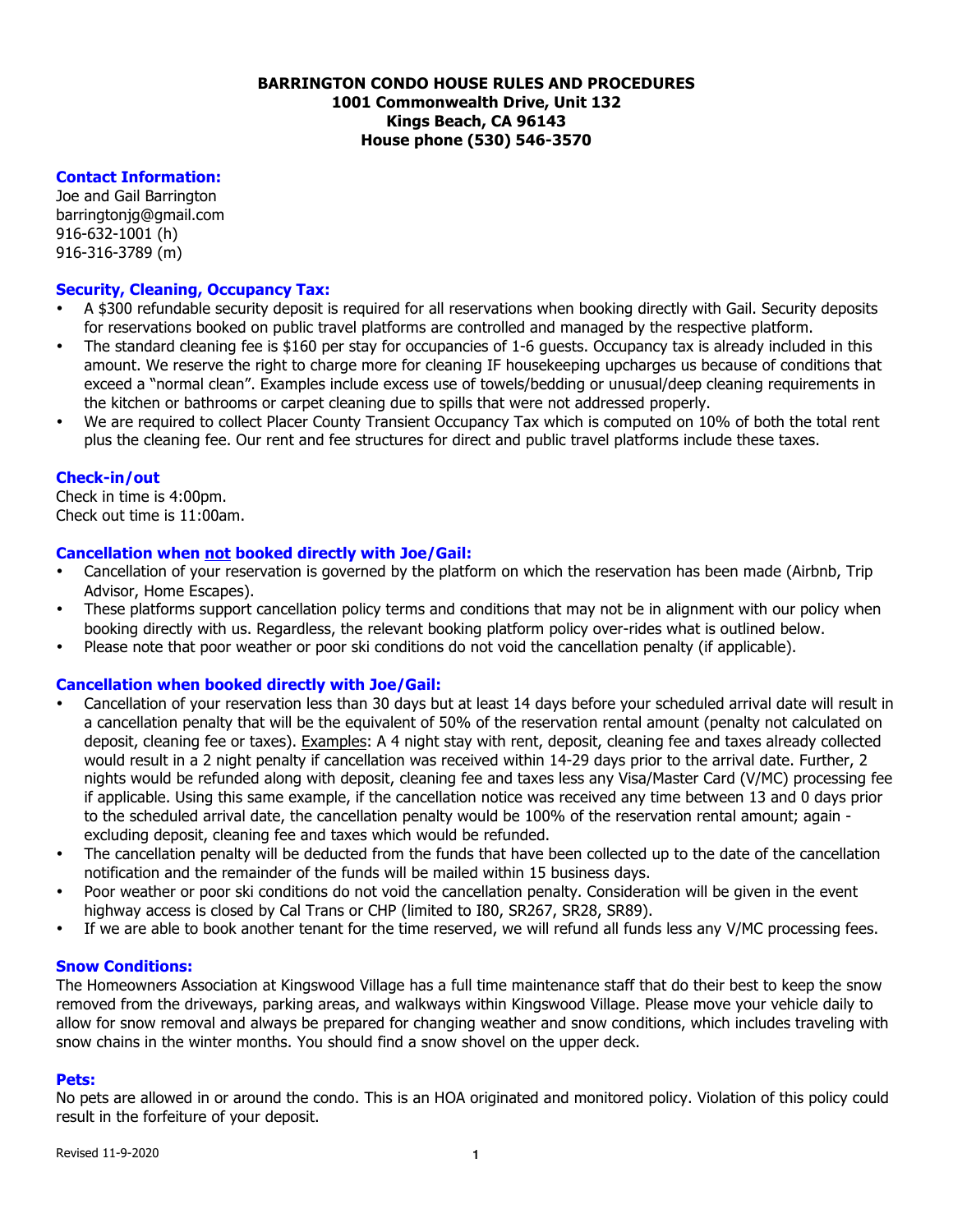# BARRINGTON CONDO HOUSE RULES AND PROCEDURES

**1001 Commonwealth Drive, Unit 132**
**Kings Beach, CA 96143**
**House phone (530) 546-3570**

## Contact Information:

Joe and Gail Barrington
barringtonjg@gmail.com
916-632-1001 (h)
916-316-3789 (m)

## Security, Cleaning, Occupancy Tax:

- A $300 refundable security deposit is required for all reservations when booking directly with Gail. Security deposits for reservations booked on public travel platforms are controlled and managed by the respective platform.
- The standard cleaning fee is $160 per stay for occupancies of 1-6 guests. Occupancy tax is already included in this amount. We reserve the right to charge more for cleaning IF housekeeping upcharges us because of conditions that exceed a "normal clean". Examples include excess use of towels/bedding or unusual/deep cleaning requirements in the kitchen or bathrooms or carpet cleaning due to spills that were not addressed properly.
- We are required to collect Placer County Transient Occupancy Tax which is computed on 10% of both the total rent plus the cleaning fee. Our rent and fee structures for direct and public travel platforms include these taxes.

## Check-in/out

Check in time is 4:00pm.
Check out time is 11:00am.

## Cancellation when <u>not</u> booked directly with Joe/Gail:

- Cancellation of your reservation is governed by the platform on which the reservation has been made (Airbnb, Trip Advisor, Home Escapes).
- These platforms support cancellation policy terms and conditions that may not be in alignment with our policy when booking directly with us. Regardless, the relevant booking platform policy over-rides what is outlined below.
- Please note that poor weather or poor ski conditions do not void the cancellation penalty (if applicable).

## Cancellation when booked directly with Joe/Gail:

- Cancellation of your reservation less than 30 days but at least 14 days before your scheduled arrival date will result in a cancellation penalty that will be the equivalent of 50% of the reservation rental amount (penalty not calculated on deposit, cleaning fee or taxes). <u>Examples</u>: A 4 night stay with rent, deposit, cleaning fee and taxes already collected would result in a 2 night penalty if cancellation was received within 14-29 days prior to the arrival date. Further, 2 nights would be refunded along with deposit, cleaning fee and taxes less any Visa/Master Card (V/MC) processing fee if applicable. Using this same example, if the cancellation notice was received any time between 13 and 0 days prior to the scheduled arrival date, the cancellation penalty would be 100% of the reservation rental amount; again - excluding deposit, cleaning fee and taxes which would be refunded.
- The cancellation penalty will be deducted from the funds that have been collected up to the date of the cancellation notification and the remainder of the funds will be mailed within 15 business days.
- Poor weather or poor ski conditions do not void the cancellation penalty. Consideration will be given in the event highway access is closed by Cal Trans or CHP (limited to I80, SR267, SR28, SR89).
- If we are able to book another tenant for the time reserved, we will refund all funds less any V/MC processing fees.

## Snow Conditions:

The Homeowners Association at Kingswood Village has a full time maintenance staff that do their best to keep the snow removed from the driveways, parking areas, and walkways within Kingswood Village. Please move your vehicle daily to allow for snow removal and always be prepared for changing weather and snow conditions, which includes traveling with snow chains in the winter months. You should find a snow shovel on the upper deck.

## Pets:

No pets are allowed in or around the condo. This is an HOA originated and monitored policy. Violation of this policy could result in the forfeiture of your deposit.

Revised 11-9-2020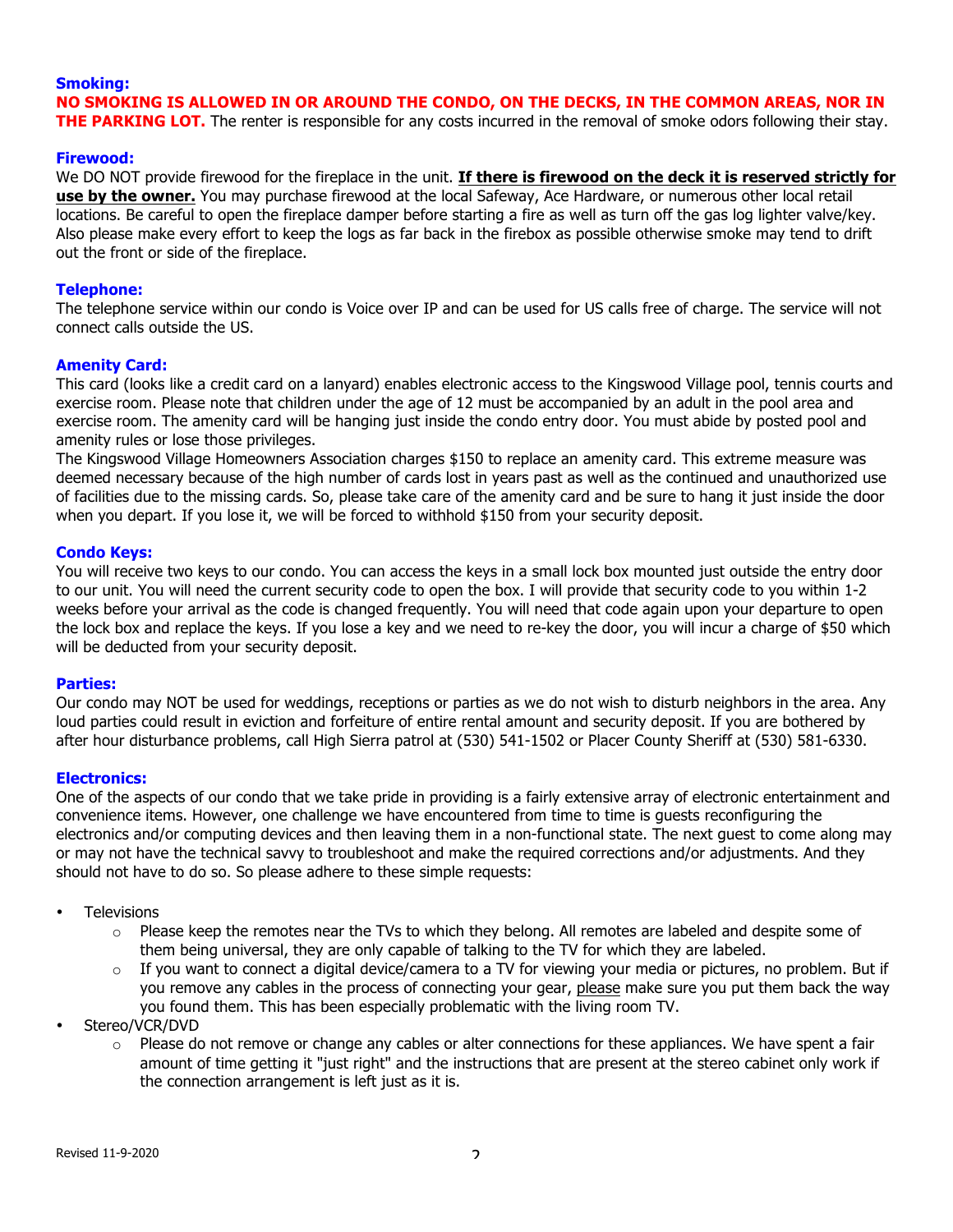**Smoking:**

**NO SMOKING IS ALLOWED IN OR AROUND THE CONDO, ON THE DECKS, IN THE COMMON AREAS, NOR IN THE PARKING LOT.** The renter is responsible for any costs incurred in the removal of smoke odors following their stay.

**Firewood:**

We DO NOT provide firewood for the fireplace in the unit. **If there is firewood on the deck it is reserved strictly for use by the owner.** You may purchase firewood at the local Safeway, Ace Hardware, or numerous other local retail locations. Be careful to open the fireplace damper before starting a fire as well as turn off the gas log lighter valve/key. Also please make every effort to keep the logs as far back in the firebox as possible otherwise smoke may tend to drift out the front or side of the fireplace.

**Telephone:**

The telephone service within our condo is Voice over IP and can be used for US calls free of charge. The service will not connect calls outside the US.

**Amenity Card:**

This card (looks like a credit card on a lanyard) enables electronic access to the Kingswood Village pool, tennis courts and exercise room. Please note that children under the age of 12 must be accompanied by an adult in the pool area and exercise room. The amenity card will be hanging just inside the condo entry door. You must abide by posted pool and amenity rules or lose those privileges.

The Kingswood Village Homeowners Association charges $150 to replace an amenity card. This extreme measure was deemed necessary because of the high number of cards lost in years past as well as the continued and unauthorized use of facilities due to the missing cards. So, please take care of the amenity card and be sure to hang it just inside the door when you depart. If you lose it, we will be forced to withhold $150 from your security deposit.

**Condo Keys:**

You will receive two keys to our condo. You can access the keys in a small lock box mounted just outside the entry door to our unit. You will need the current security code to open the box. I will provide that security code to you within 1-2 weeks before your arrival as the code is changed frequently. You will need that code again upon your departure to open the lock box and replace the keys. If you lose a key and we need to re-key the door, you will incur a charge of $50 which will be deducted from your security deposit.

**Parties:**

Our condo may NOT be used for weddings, receptions or parties as we do not wish to disturb neighbors in the area. Any loud parties could result in eviction and forfeiture of entire rental amount and security deposit. If you are bothered by after hour disturbance problems, call High Sierra patrol at (530) 541-1502 or Placer County Sheriff at (530) 581-6330.

**Electronics:**

One of the aspects of our condo that we take pride in providing is a fairly extensive array of electronic entertainment and convenience items. However, one challenge we have encountered from time to time is guests reconfiguring the electronics and/or computing devices and then leaving them in a non-functional state. The next guest to come along may or may not have the technical savvy to troubleshoot and make the required corrections and/or adjustments. And they should not have to do so. So please adhere to these simple requests:

- Televisions
  - Please keep the remotes near the TVs to which they belong. All remotes are labeled and despite some of them being universal, they are only capable of talking to the TV for which they are labeled.
  - If you want to connect a digital device/camera to a TV for viewing your media or pictures, no problem. But if you remove any cables in the process of connecting your gear, please make sure you put them back the way you found them. This has been especially problematic with the living room TV.
- Stereo/VCR/DVD
  - Please do not remove or change any cables or alter connections for these appliances. We have spent a fair amount of time getting it "just right" and the instructions that are present at the stereo cabinet only work if the connection arrangement is left just as it is.

Revised 11-9-2020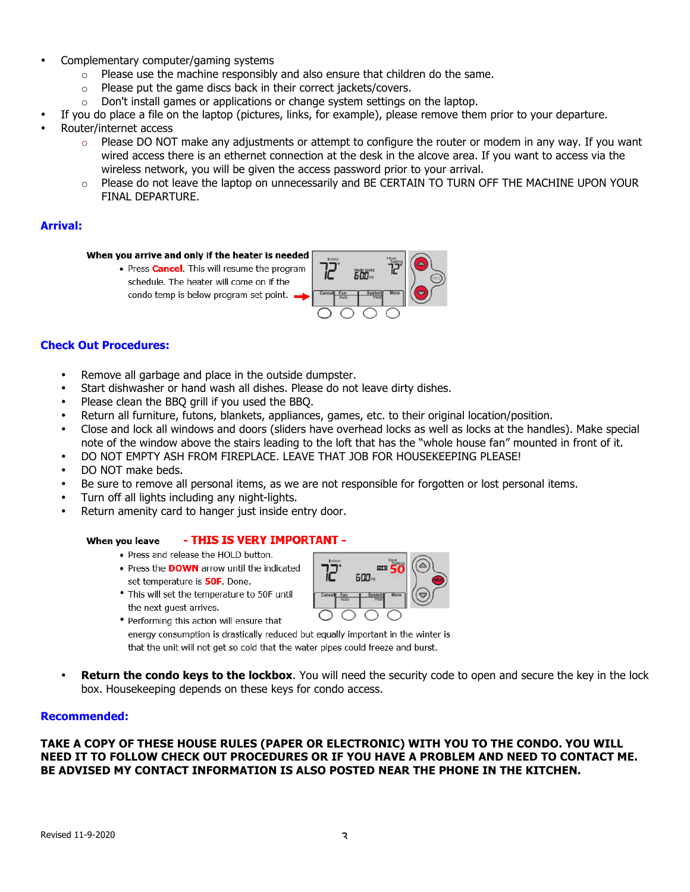- Complementary computer/gaming systems
  - Please use the machine responsibly and also ensure that children do the same.
  - Please put the game discs back in their correct jackets/covers.
  - Don't install games or applications or change system settings on the laptop.
- If you do place a file on the laptop (pictures, links, for example), please remove them prior to your departure.
- Router/internet access
  - Please DO NOT make any adjustments or attempt to configure the router or modem in any way. If you want wired access there is an ethernet connection at the desk in the alcove area. If you want to access via the wireless network, you will be given the access password prior to your arrival.
  - Please do not leave the laptop on unnecessarily and BE CERTAIN TO TURN OFF THE MACHINE UPON YOUR FINAL DEPARTURE.

## Arrival:

**When you arrive and only if the heater is needed**

- Press **Cancel**. This will resume the program schedule. The heater will come on if the condo temp is below program set point.

## Check Out Procedures:

- Remove all garbage and place in the outside dumpster.
- Start dishwasher or hand wash all dishes. Please do not leave dirty dishes.
- Please clean the BBQ grill if you used the BBQ.
- Return all furniture, futons, blankets, appliances, games, etc. to their original location/position.
- Close and lock all windows and doors (sliders have overhead locks as well as locks at the handles). Make special note of the window above the stairs leading to the loft that has the "whole house fan" mounted in front of it.
- DO NOT EMPTY ASH FROM FIREPLACE. LEAVE THAT JOB FOR HOUSEKEEPING PLEASE!
- DO NOT make beds.
- Be sure to remove all personal items, as we are not responsible for forgotten or lost personal items.
- Turn off all lights including any night-lights.
- Return amenity card to hanger just inside entry door.

**When you leave** **- THIS IS VERY IMPORTANT -**

- Press and release the HOLD button.
- Press the **DOWN** arrow until the indicated set temperature is **50F**. Done.
- This will set the temperature to 50F until the next guest arrives.
- Performing this action will ensure that energy consumption is drastically reduced but equally important in the winter is that the unit will not get so cold that the water pipes could freeze and burst.

- **Return the condo keys to the lockbox**. You will need the security code to open and secure the key in the lock box. Housekeeping depends on these keys for condo access.

## Recommended:

**TAKE A COPY OF THESE HOUSE RULES (PAPER OR ELECTRONIC) WITH YOU TO THE CONDO. YOU WILL NEED IT TO FOLLOW CHECK OUT PROCEDURES OR IF YOU HAVE A PROBLEM AND NEED TO CONTACT ME. BE ADVISED MY CONTACT INFORMATION IS ALSO POSTED NEAR THE PHONE IN THE KITCHEN.**

Revised 11-9-2020